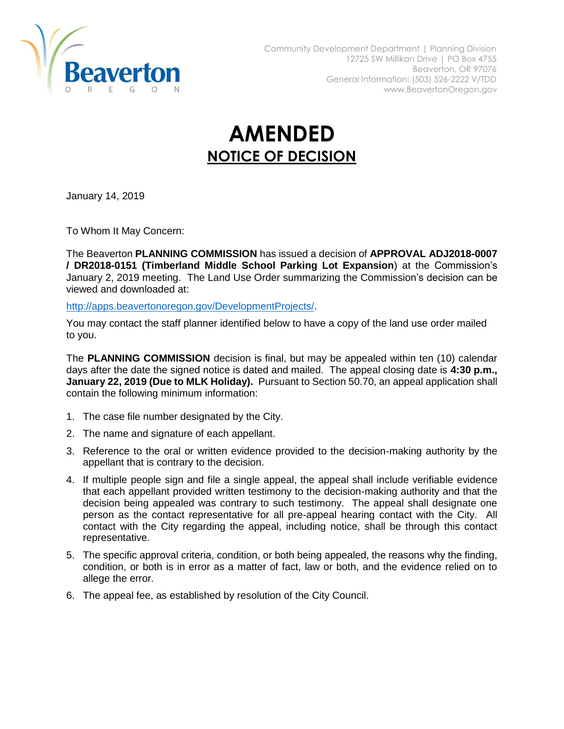Community Development Department | Planning Division
12725 SW Millikan Drive | PO Box 4755
Beaverton, OR 97076
General Information: (503) 526-2222 V/TDD
www.BeavertonOregon.gov

# AMENDED

## NOTICE OF DECISION

January 14, 2019

To Whom It May Concern:

The Beaverton **PLANNING COMMISSION** has issued a decision of **APPROVAL ADJ2018-0007 / DR2018-0151 (Timberland Middle School Parking Lot Expansion**) at the Commission's January 2, 2019 meeting. The Land Use Order summarizing the Commission's decision can be viewed and downloaded at:

http://apps.beavertonoregon.gov/DevelopmentProjects/.

You may contact the staff planner identified below to have a copy of the land use order mailed to you.

The **PLANNING COMMISSION** decision is final, but may be appealed within ten (10) calendar days after the date the signed notice is dated and mailed. The appeal closing date is **4:30 p.m., January 22, 2019 (Due to MLK Holiday).** Pursuant to Section 50.70, an appeal application shall contain the following minimum information:

1. The case file number designated by the City.
2. The name and signature of each appellant.
3. Reference to the oral or written evidence provided to the decision-making authority by the appellant that is contrary to the decision.
4. If multiple people sign and file a single appeal, the appeal shall include verifiable evidence that each appellant provided written testimony to the decision-making authority and that the decision being appealed was contrary to such testimony. The appeal shall designate one person as the contact representative for all pre-appeal hearing contact with the City. All contact with the City regarding the appeal, including notice, shall be through this contact representative.
5. The specific approval criteria, condition, or both being appealed, the reasons why the finding, condition, or both is in error as a matter of fact, law or both, and the evidence relied on to allege the error.
6. The appeal fee, as established by resolution of the City Council.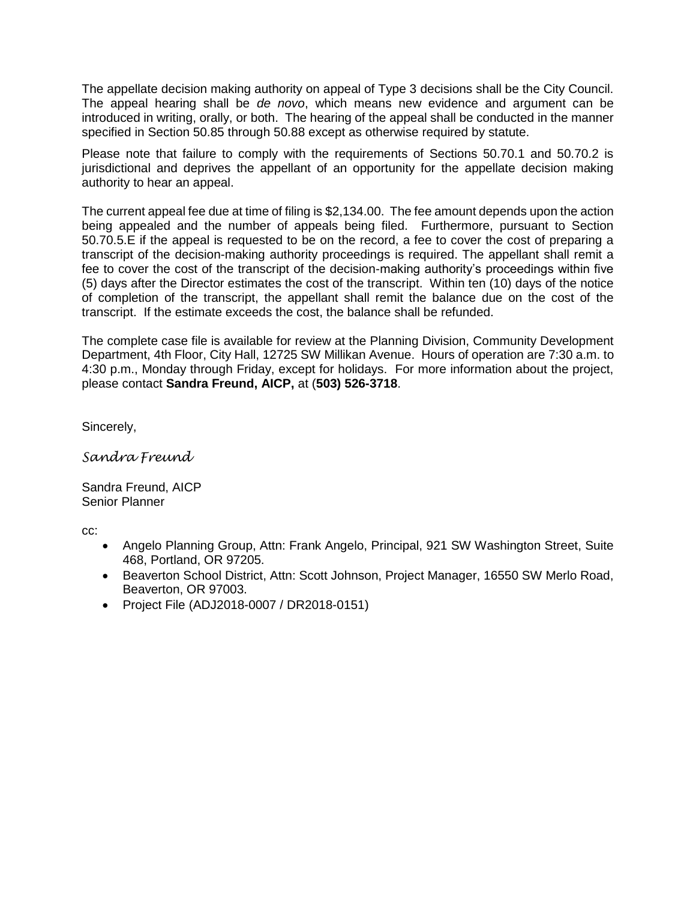The appellate decision making authority on appeal of Type 3 decisions shall be the City Council. The appeal hearing shall be *de novo*, which means new evidence and argument can be introduced in writing, orally, or both. The hearing of the appeal shall be conducted in the manner specified in Section 50.85 through 50.88 except as otherwise required by statute.

Please note that failure to comply with the requirements of Sections 50.70.1 and 50.70.2 is jurisdictional and deprives the appellant of an opportunity for the appellate decision making authority to hear an appeal.

The current appeal fee due at time of filing is $2,134.00. The fee amount depends upon the action being appealed and the number of appeals being filed. Furthermore, pursuant to Section 50.70.5.E if the appeal is requested to be on the record, a fee to cover the cost of preparing a transcript of the decision-making authority proceedings is required. The appellant shall remit a fee to cover the cost of the transcript of the decision-making authority's proceedings within five (5) days after the Director estimates the cost of the transcript. Within ten (10) days of the notice of completion of the transcript, the appellant shall remit the balance due on the cost of the transcript. If the estimate exceeds the cost, the balance shall be refunded.

The complete case file is available for review at the Planning Division, Community Development Department, 4th Floor, City Hall, 12725 SW Millikan Avenue. Hours of operation are 7:30 a.m. to 4:30 p.m., Monday through Friday, except for holidays. For more information about the project, please contact **Sandra Freund, AICP,** at (**503) 526-3718**.

Sincerely,

*Sandra Freund*

Sandra Freund, AICP
Senior Planner

cc:

- Angelo Planning Group, Attn: Frank Angelo, Principal, 921 SW Washington Street, Suite 468, Portland, OR 97205.
- Beaverton School District, Attn: Scott Johnson, Project Manager, 16550 SW Merlo Road, Beaverton, OR 97003.
- Project File (ADJ2018-0007 / DR2018-0151)